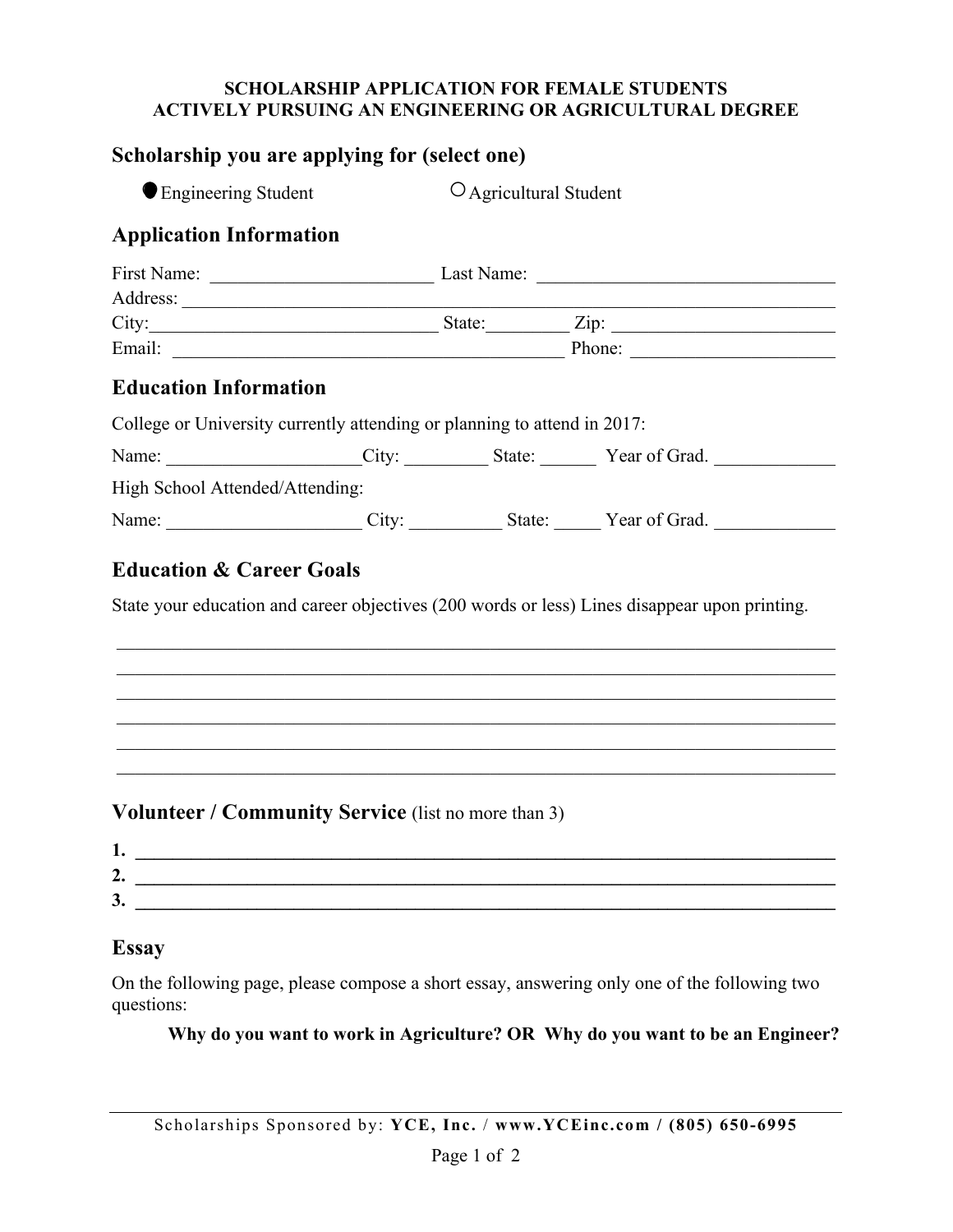**SCHOLARSHIP APPLICATION FOR FEMALE STUDENTS**
**ACTIVELY PURSUING AN ENGINEERING OR AGRICULTURAL DEGREE**

## Scholarship you are applying for (select one)

● Engineering Student ○ Agricultural Student

## Application Information

First Name: ______________________ Last Name: ______________________________
Address: ______________________________________________________________________
City: ____________________________ State: ________ Zip: ______________________
Email: ______________________________________ Phone: ____________________

## Education Information

College or University currently attending or planning to attend in 2017:

Name: ____________________ City: _________ State: ______ Year of Grad. ____________

High School Attended/Attending:

Name: ____________________ City: __________ State: _____ Year of Grad. ____________

## Education & Career Goals

State your education and career objectives (200 words or less) Lines disappear upon printing.

______________________________________________________________________________
______________________________________________________________________________
______________________________________________________________________________
______________________________________________________________________________
______________________________________________________________________________
______________________________________________________________________________

## Volunteer / Community Service (list no more than 3)

**1.** ____________________________________________________________________________
**2.** ____________________________________________________________________________
**3.** ____________________________________________________________________________

## Essay

On the following page, please compose a short essay, answering only one of the following two questions:

**Why do you want to work in Agriculture? OR Why do you want to be an Engineer?**

Scholarships Sponsored by: **YCE, Inc.** / **www.YCEinc.com / (805) 650-6995**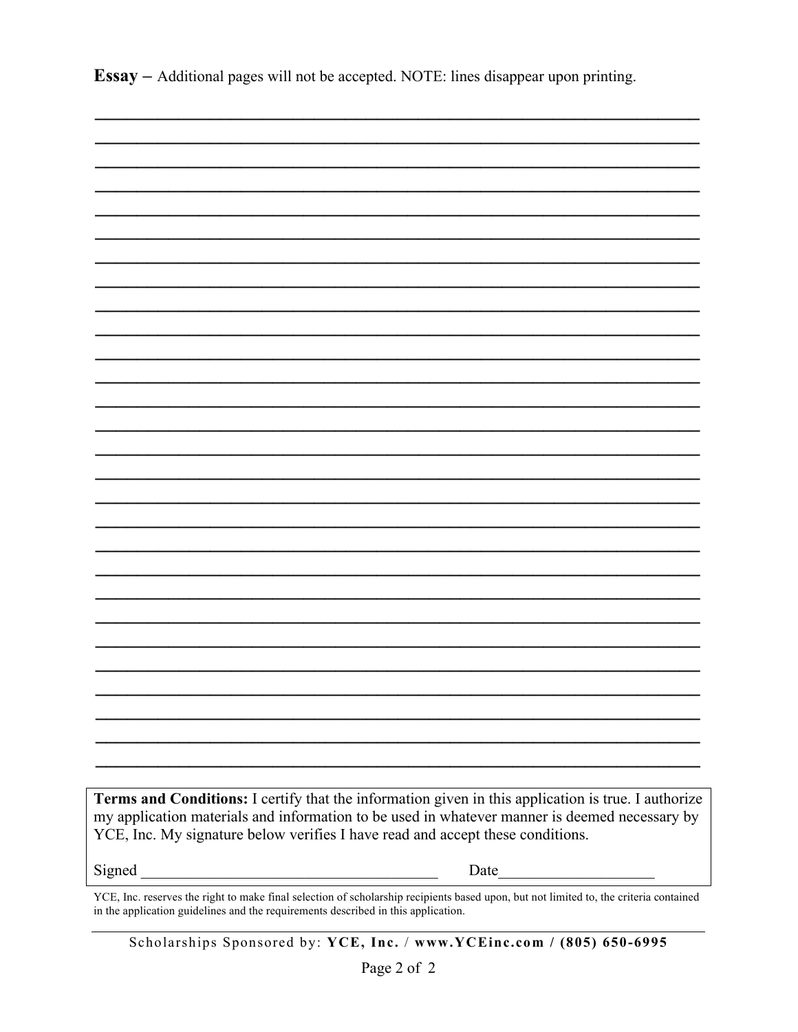**Essay** – Additional pages will not be accepted. NOTE: lines disappear upon printing.

**Terms and Conditions:** I certify that the information given in this application is true. I authorize my application materials and information to be used in whatever manner is deemed necessary by YCE, Inc. My signature below verifies I have read and accept these conditions.

Signed ______________________________________ Date____________________

YCE, Inc. reserves the right to make final selection of scholarship recipients based upon, but not limited to, the criteria contained in the application guidelines and the requirements described in this application.

Scholarships Sponsored by: **YCE, Inc. / www.YCEinc.com / (805) 650-6995**